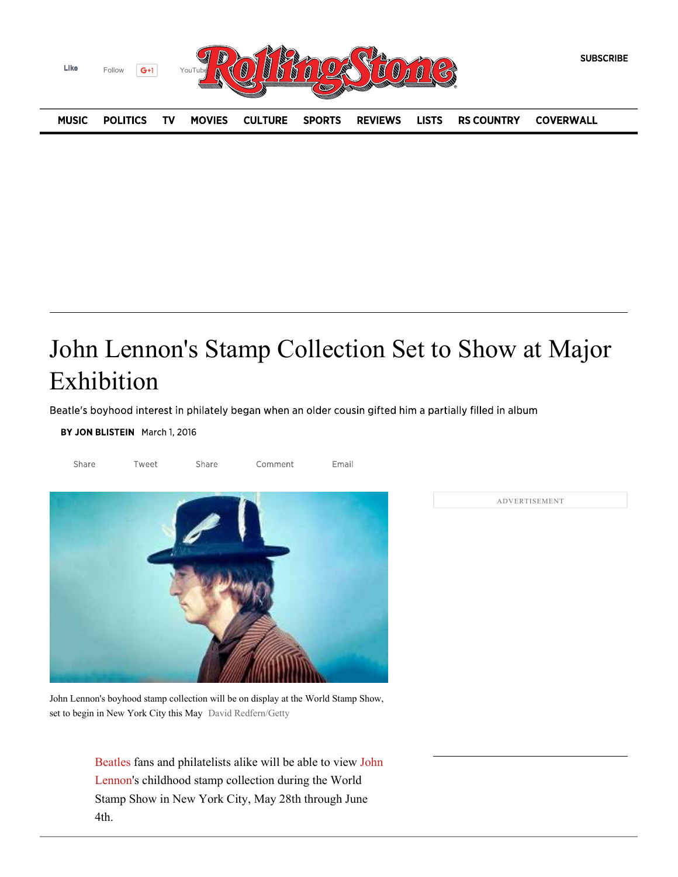# John Lennon's Stamp Collection Set to Show at Major Exhibition

Beatle's boyhood interest in philately began when an older cousin gifted him a partially filled in album

**BY JON BLISTEIN** March 1, 2016

John Lennon's boyhood stamp collection will be on display at the World Stamp Show, set to begin in New York City this May David Redfern/Getty

Beatles fans and philatelists alike will be able to view John Lennon's childhood stamp collection during the World Stamp Show in New York City, May 28th through June 4th.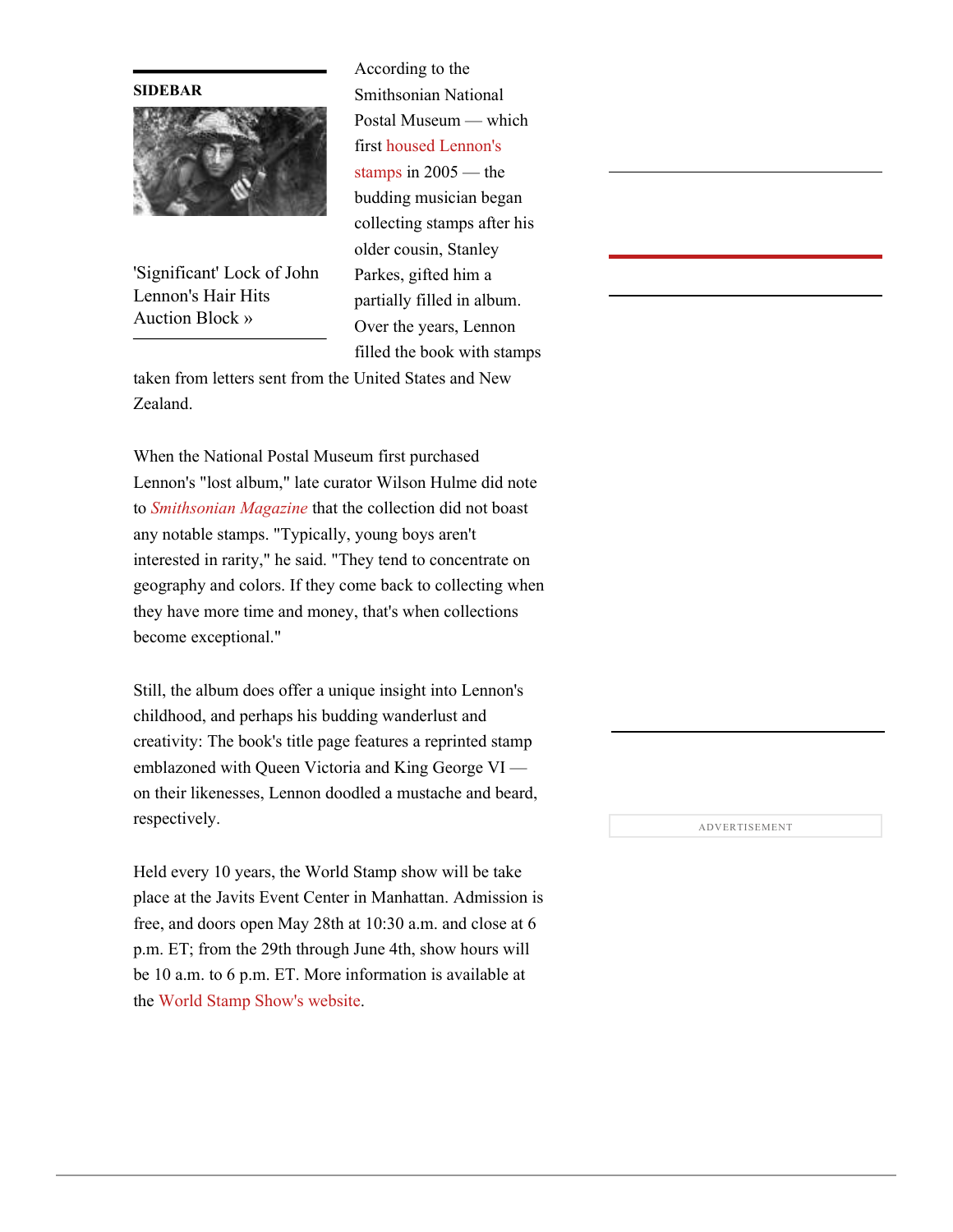**SIDEBAR**

'Significant' Lock of John Lennon's Hair Hits Auction Block »

According to the Smithsonian National Postal Museum — which first housed Lennon's stamps in 2005 — the budding musician began collecting stamps after his older cousin, Stanley Parkes, gifted him a partially filled in album. Over the years, Lennon filled the book with stamps taken from letters sent from the United States and New Zealand.

When the National Postal Museum first purchased Lennon's "lost album," late curator Wilson Hulme did note to *Smithsonian Magazine* that the collection did not boast any notable stamps. "Typically, young boys aren't interested in rarity," he said. "They tend to concentrate on geography and colors. If they come back to collecting when they have more time and money, that's when collections become exceptional."

Still, the album does offer a unique insight into Lennon's childhood, and perhaps his budding wanderlust and creativity: The book's title page features a reprinted stamp emblazoned with Queen Victoria and King George VI — on their likenesses, Lennon doodled a mustache and beard, respectively.

Held every 10 years, the World Stamp show will be take place at the Javits Event Center in Manhattan. Admission is free, and doors open May 28th at 10:30 a.m. and close at 6 p.m. ET; from the 29th through June 4th, show hours will be 10 a.m. to 6 p.m. ET. More information is available at the World Stamp Show's website.

ADVERTISEMENT